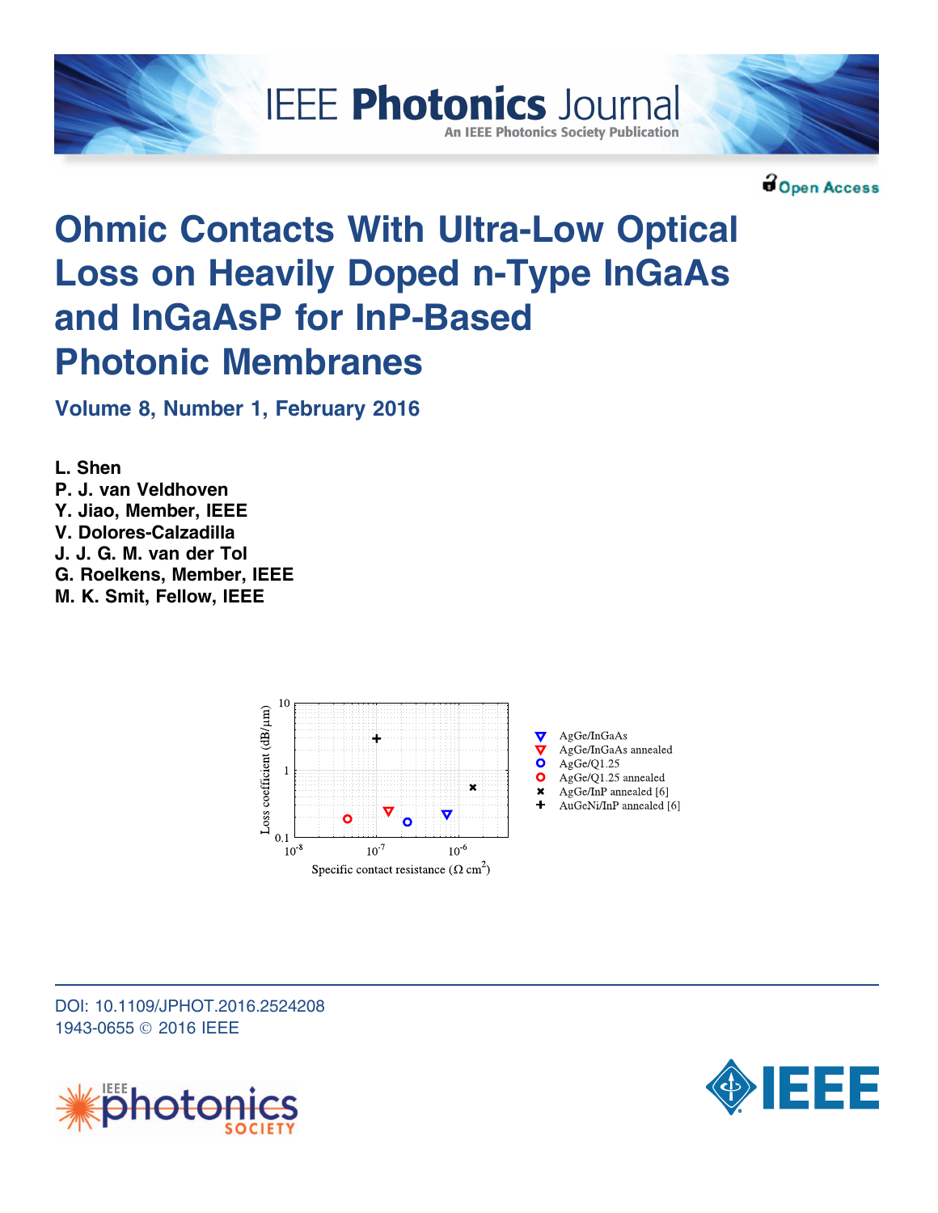Open Access

# Ohmic Contacts With Ultra-Low Optical Loss on Heavily Doped n-Type InGaAs and InGaAsP for InP-Based Photonic Membranes

**Volume 8, Number 1, February 2016**

**L. Shen**
**P. J. van Veldhoven**
**Y. Jiao, Member, IEEE**
**V. Dolores-Calzadilla**
**J. J. G. M. van der Tol**
**G. Roelkens, Member, IEEE**
**M. K. Smit, Fellow, IEEE**

DOI: 10.1109/JPHOT.2016.2524208
1943-0655 © 2016 IEEE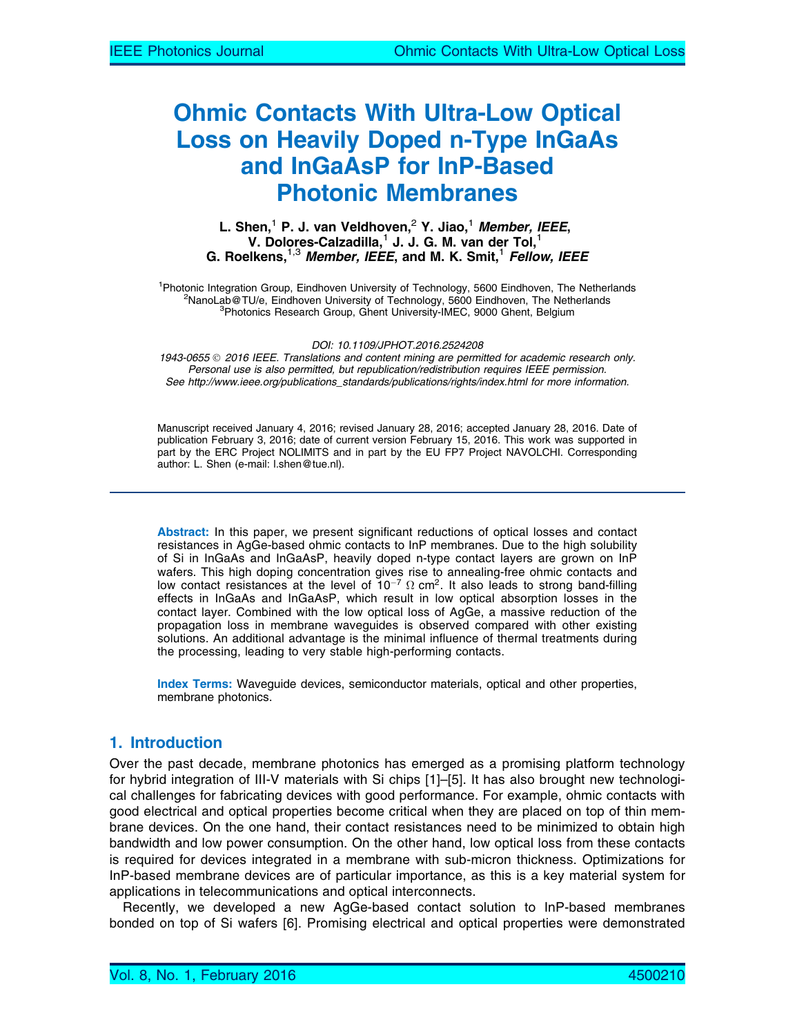# Ohmic Contacts With Ultra-Low Optical Loss on Heavily Doped n-Type InGaAs and InGaAsP for InP-Based Photonic Membranes

**L. Shen,[1] P. J. van Veldhoven,[2] Y. Jiao,[1] *Member, IEEE*, V. Dolores-Calzadilla,[1] J. J. G. M. van der Tol,[1] G. Roelkens,[1,3] *Member, IEEE*, and M. K. Smit,[1] *Fellow, IEEE***

[1]Photonic Integration Group, Eindhoven University of Technology, 5600 Eindhoven, The Netherlands
[2]NanoLab@TU/e, Eindhoven University of Technology, 5600 Eindhoven, The Netherlands
[3]Photonics Research Group, Ghent University-IMEC, 9000 Ghent, Belgium

*DOI: 10.1109/JPHOT.2016.2524208*
*1943-0655 © 2016 IEEE. Translations and content mining are permitted for academic research only. Personal use is also permitted, but republication/redistribution requires IEEE permission. See http://www.ieee.org/publications_standards/publications/rights/index.html for more information.*

Manuscript received January 4, 2016; revised January 28, 2016; accepted January 28, 2016. Date of publication February 3, 2016; date of current version February 15, 2016. This work was supported in part by the ERC Project NOLIMITS and in part by the EU FP7 Project NAVOLCHI. Corresponding author: L. Shen (e-mail: l.shen@tue.nl).

**Abstract:** In this paper, we present significant reductions of optical losses and contact resistances in AgGe-based ohmic contacts to InP membranes. Due to the high solubility of Si in InGaAs and InGaAsP, heavily doped n-type contact layers are grown on InP wafers. This high doping concentration gives rise to annealing-free ohmic contacts and low contact resistances at the level of $10^{-7}$ $\Omega$ cm$^2$. It also leads to strong band-filling effects in InGaAs and InGaAsP, which result in low optical absorption losses in the contact layer. Combined with the low optical loss of AgGe, a massive reduction of the propagation loss in membrane waveguides is observed compared with other existing solutions. An additional advantage is the minimal influence of thermal treatments during the processing, leading to very stable high-performing contacts.

**Index Terms:** Waveguide devices, semiconductor materials, optical and other properties, membrane photonics.

## 1. Introduction

Over the past decade, membrane photonics has emerged as a promising platform technology for hybrid integration of III-V materials with Si chips [1]–[5]. It has also brought new technological challenges for fabricating devices with good performance. For example, ohmic contacts with good electrical and optical properties become critical when they are placed on top of thin membrane devices. On the one hand, their contact resistances need to be minimized to obtain high bandwidth and low power consumption. On the other hand, low optical loss from these contacts is required for devices integrated in a membrane with sub-micron thickness. Optimizations for InP-based membrane devices are of particular importance, as this is a key material system for applications in telecommunications and optical interconnects.

Recently, we developed a new AgGe-based contact solution to InP-based membranes bonded on top of Si wafers [6]. Promising electrical and optical properties were demonstrated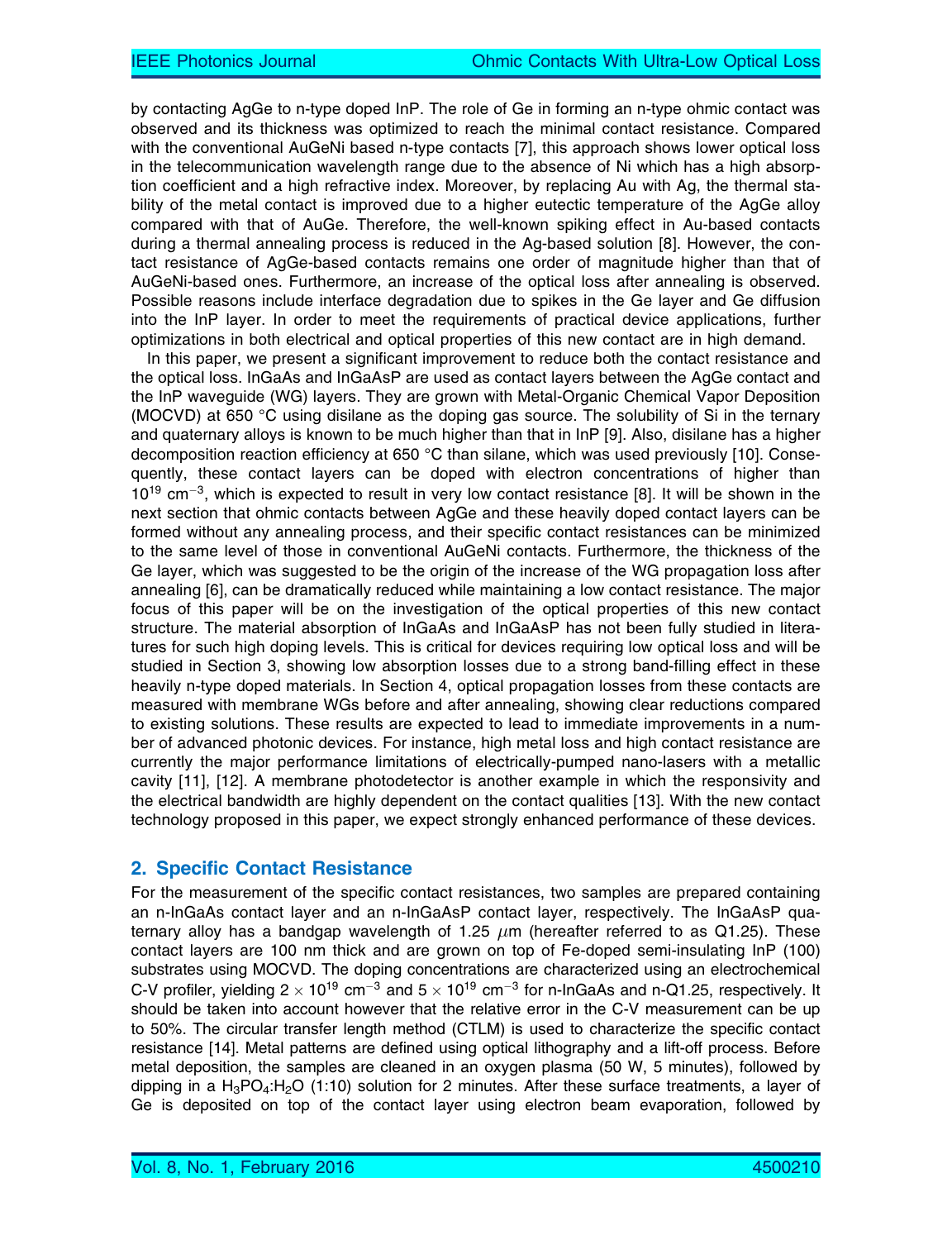by contacting AgGe to n-type doped InP. The role of Ge in forming an n-type ohmic contact was observed and its thickness was optimized to reach the minimal contact resistance. Compared with the conventional AuGeNi based n-type contacts [7], this approach shows lower optical loss in the telecommunication wavelength range due to the absence of Ni which has a high absorption coefficient and a high refractive index. Moreover, by replacing Au with Ag, the thermal stability of the metal contact is improved due to a higher eutectic temperature of the AgGe alloy compared with that of AuGe. Therefore, the well-known spiking effect in Au-based contacts during a thermal annealing process is reduced in the Ag-based solution [8]. However, the contact resistance of AgGe-based contacts remains one order of magnitude higher than that of AuGeNi-based ones. Furthermore, an increase of the optical loss after annealing is observed. Possible reasons include interface degradation due to spikes in the Ge layer and Ge diffusion into the InP layer. In order to meet the requirements of practical device applications, further optimizations in both electrical and optical properties of this new contact are in high demand.

In this paper, we present a significant improvement to reduce both the contact resistance and the optical loss. InGaAs and InGaAsP are used as contact layers between the AgGe contact and the InP waveguide (WG) layers. They are grown with Metal-Organic Chemical Vapor Deposition (MOCVD) at 650 °C using disilane as the doping gas source. The solubility of Si in the ternary and quaternary alloys is known to be much higher than that in InP [9]. Also, disilane has a higher decomposition reaction efficiency at 650 °C than silane, which was used previously [10]. Consequently, these contact layers can be doped with electron concentrations of higher than $10^{19}$ cm$^{-3}$, which is expected to result in very low contact resistance [8]. It will be shown in the next section that ohmic contacts between AgGe and these heavily doped contact layers can be formed without any annealing process, and their specific contact resistances can be minimized to the same level of those in conventional AuGeNi contacts. Furthermore, the thickness of the Ge layer, which was suggested to be the origin of the increase of the WG propagation loss after annealing [6], can be dramatically reduced while maintaining a low contact resistance. The major focus of this paper will be on the investigation of the optical properties of this new contact structure. The material absorption of InGaAs and InGaAsP has not been fully studied in literatures for such high doping levels. This is critical for devices requiring low optical loss and will be studied in Section 3, showing low absorption losses due to a strong band-filling effect in these heavily n-type doped materials. In Section 4, optical propagation losses from these contacts are measured with membrane WGs before and after annealing, showing clear reductions compared to existing solutions. These results are expected to lead to immediate improvements in a number of advanced photonic devices. For instance, high metal loss and high contact resistance are currently the major performance limitations of electrically-pumped nano-lasers with a metallic cavity [11], [12]. A membrane photodetector is another example in which the responsivity and the electrical bandwidth are highly dependent on the contact qualities [13]. With the new contact technology proposed in this paper, we expect strongly enhanced performance of these devices.

## 2. Specific Contact Resistance

For the measurement of the specific contact resistances, two samples are prepared containing an n-InGaAs contact layer and an n-InGaAsP contact layer, respectively. The InGaAsP quaternary alloy has a bandgap wavelength of 1.25 $\mu$m (hereafter referred to as Q1.25). These contact layers are 100 nm thick and are grown on top of Fe-doped semi-insulating InP (100) substrates using MOCVD. The doping concentrations are characterized using an electrochemical C-V profiler, yielding $2 \times 10^{19}$ cm$^{-3}$ and $5 \times 10^{19}$ cm$^{-3}$ for n-InGaAs and n-Q1.25, respectively. It should be taken into account however that the relative error in the C-V measurement can be up to 50%. The circular transfer length method (CTLM) is used to characterize the specific contact resistance [14]. Metal patterns are defined using optical lithography and a lift-off process. Before metal deposition, the samples are cleaned in an oxygen plasma (50 W, 5 minutes), followed by dipping in a $H_3PO_4$:$H_2O$ (1:10) solution for 2 minutes. After these surface treatments, a layer of Ge is deposited on top of the contact layer using electron beam evaporation, followed by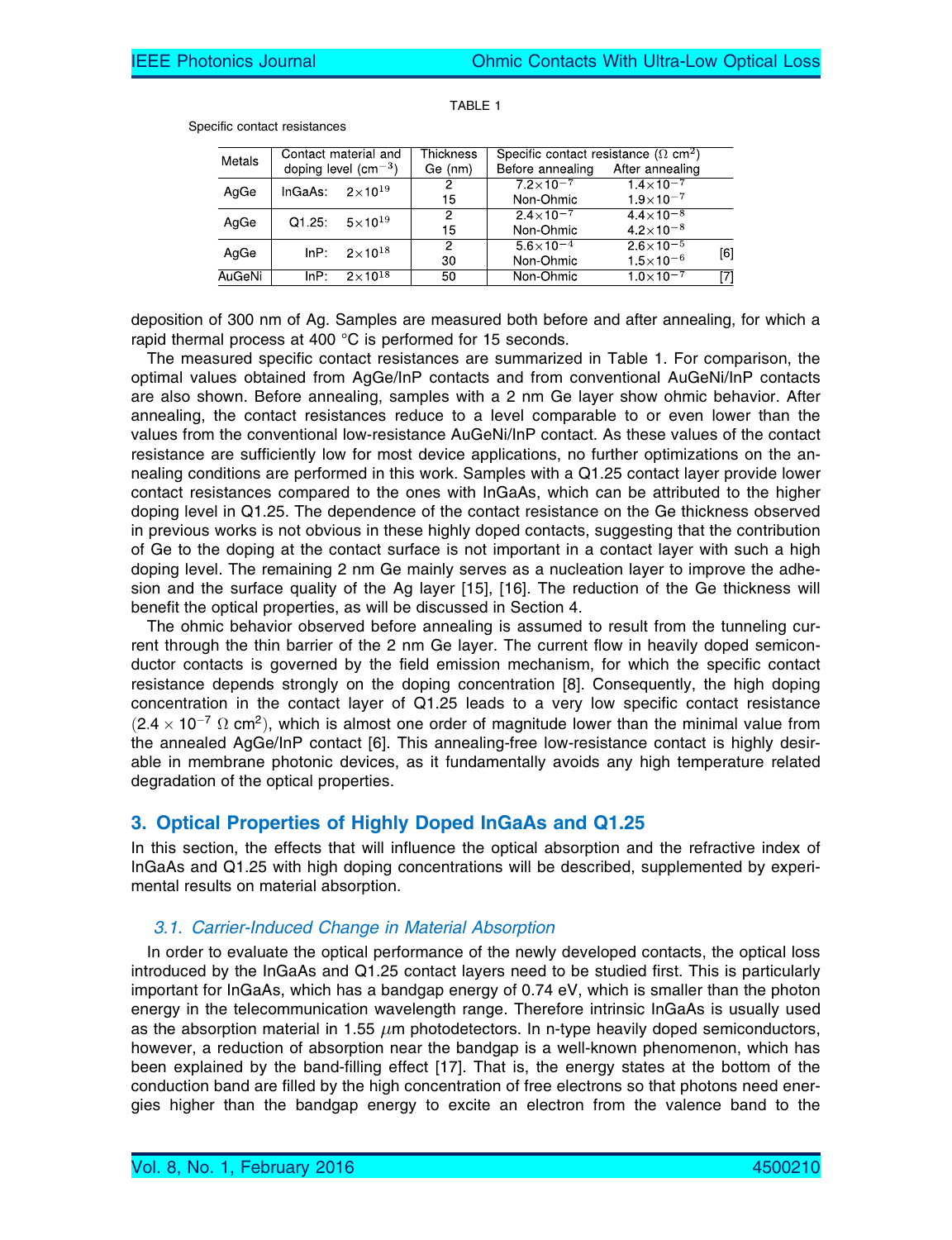TABLE 1

Specific contact resistances

| Metals | Contact material and doping level ($cm^{-3}$) | Thickness Ge (nm) | Specific contact resistance ($\Omega$ cm$^2$) Before annealing | After annealing | |
|---|---|---|---|---|---|
| AgGe | InGaAs: $2\times10^{19}$ | 2 | $7.2\times10^{-7}$ | $1.4\times10^{-7}$ | |
| | | 15 | Non-Ohmic | $1.9\times10^{-7}$ | |
| AgGe | Q1.25: $5\times10^{19}$ | 2 | $2.4\times10^{-7}$ | $4.4\times10^{-8}$ | |
| | | 15 | Non-Ohmic | $4.2\times10^{-8}$ | |
| AgGe | InP: $2\times10^{18}$ | 2 | $5.6\times10^{-4}$ | $2.6\times10^{-5}$ | [6] |
| | | 30 | Non-Ohmic | $1.5\times10^{-6}$ | |
| AuGeNi | InP: $2\times10^{18}$ | 50 | Non-Ohmic | $1.0\times10^{-7}$ | [7] |

deposition of 300 nm of Ag. Samples are measured both before and after annealing, for which a rapid thermal process at 400 °C is performed for 15 seconds.

The measured specific contact resistances are summarized in Table 1. For comparison, the optimal values obtained from AgGe/InP contacts and from conventional AuGeNi/InP contacts are also shown. Before annealing, samples with a 2 nm Ge layer show ohmic behavior. After annealing, the contact resistances reduce to a level comparable to or even lower than the values from the conventional low-resistance AuGeNi/InP contact. As these values of the contact resistance are sufficiently low for most device applications, no further optimizations on the annealing conditions are performed in this work. Samples with a Q1.25 contact layer provide lower contact resistances compared to the ones with InGaAs, which can be attributed to the higher doping level in Q1.25. The dependence of the contact resistance on the Ge thickness observed in previous works is not obvious in these highly doped contacts, suggesting that the contribution of Ge to the doping at the contact surface is not important in a contact layer with such a high doping level. The remaining 2 nm Ge mainly serves as a nucleation layer to improve the adhesion and the surface quality of the Ag layer [15], [16]. The reduction of the Ge thickness will benefit the optical properties, as will be discussed in Section 4.

The ohmic behavior observed before annealing is assumed to result from the tunneling current through the thin barrier of the 2 nm Ge layer. The current flow in heavily doped semiconductor contacts is governed by the field emission mechanism, for which the specific contact resistance depends strongly on the doping concentration [8]. Consequently, the high doping concentration in the contact layer of Q1.25 leads to a very low specific contact resistance ($2.4 \times 10^{-7}$ $\Omega$ cm$^2$), which is almost one order of magnitude lower than the minimal value from the annealed AgGe/InP contact [6]. This annealing-free low-resistance contact is highly desirable in membrane photonic devices, as it fundamentally avoids any high temperature related degradation of the optical properties.

## 3. Optical Properties of Highly Doped InGaAs and Q1.25

In this section, the effects that will influence the optical absorption and the refractive index of InGaAs and Q1.25 with high doping concentrations will be described, supplemented by experimental results on material absorption.

### 3.1. Carrier-Induced Change in Material Absorption

In order to evaluate the optical performance of the newly developed contacts, the optical loss introduced by the InGaAs and Q1.25 contact layers need to be studied first. This is particularly important for InGaAs, which has a bandgap energy of 0.74 eV, which is smaller than the photon energy in the telecommunication wavelength range. Therefore intrinsic InGaAs is usually used as the absorption material in 1.55 $\mu$m photodetectors. In n-type heavily doped semiconductors, however, a reduction of absorption near the bandgap is a well-known phenomenon, which has been explained by the band-filling effect [17]. That is, the energy states at the bottom of the conduction band are filled by the high concentration of free electrons so that photons need energies higher than the bandgap energy to excite an electron from the valence band to the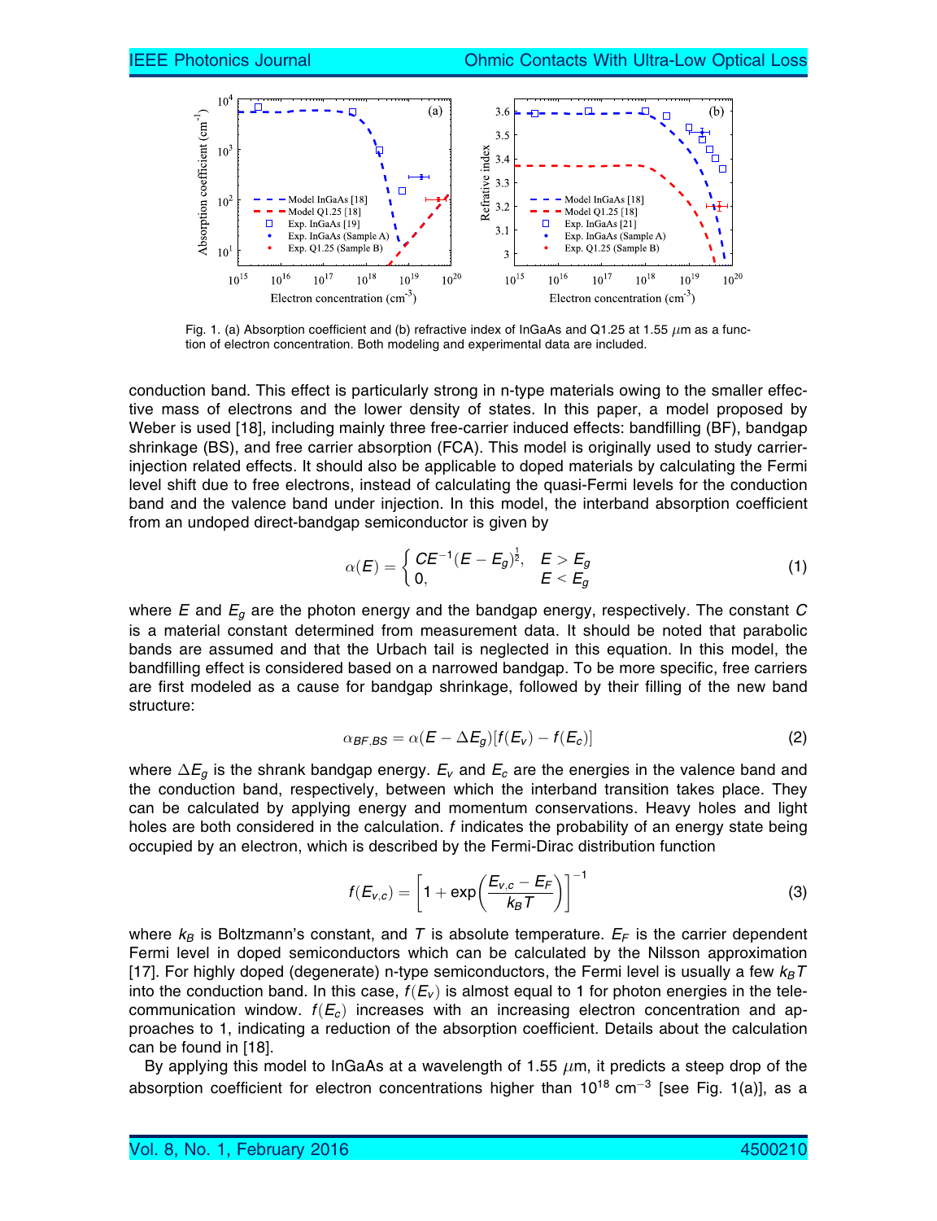(a)

Absorption coefficient (cm$^{-1}$)

$10^4$
$10^3$
$10^2$
$10^1$

$10^{15}$ $10^{16}$ $10^{17}$ $10^{18}$ $10^{19}$ $10^{20}$

Electron concentration (cm$^{-3}$)

Model InGaAs [18]
Model Q1.25 [18]
Exp. InGaAs [19]
Exp. InGaAs (Sample A)
Exp. Q1.25 (Sample B)

(b)

Refrative index

3.6
3.5
3.4
3.3
3.2
3.1
3

$10^{15}$ $10^{16}$ $10^{17}$ $10^{18}$ $10^{19}$ $10^{20}$

Electron concentration (cm$^{-3}$)

Model InGaAs [18]
Model Q1.25 [18]
Exp. InGaAs [21]
Exp. InGaAs (Sample A)
Exp. Q1.25 (Sample B)

Fig. 1. (a) Absorption coefficient and (b) refractive index of InGaAs and Q1.25 at 1.55 $\mu$m as a function of electron concentration. Both modeling and experimental data are included.

conduction band. This effect is particularly strong in n-type materials owing to the smaller effective mass of electrons and the lower density of states. In this paper, a model proposed by Weber is used [18], including mainly three free-carrier induced effects: bandfilling (BF), bandgap shrinkage (BS), and free carrier absorption (FCA). This model is originally used to study carrier-injection related effects. It should also be applicable to doped materials by calculating the Fermi level shift due to free electrons, instead of calculating the quasi-Fermi levels for the conduction band and the valence band under injection. In this model, the interband absorption coefficient from an undoped direct-bandgap semiconductor is given by

$$\alpha(E) = \begin{cases} CE^{-1}(E - E_g)^{\frac{1}{2}}, & E > E_g \\ 0, & E < E_g \end{cases} \tag{1}$$

where $E$ and $E_g$ are the photon energy and the bandgap energy, respectively. The constant $C$ is a material constant determined from measurement data. It should be noted that parabolic bands are assumed and that the Urbach tail is neglected in this equation. In this model, the bandfilling effect is considered based on a narrowed bandgap. To be more specific, free carriers are first modeled as a cause for bandgap shrinkage, followed by their filling of the new band structure:

$$\alpha_{BF,BS} = \alpha(E - \Delta E_g)[f(E_v) - f(E_c)] \tag{2}$$

where $\Delta E_g$ is the shrank bandgap energy. $E_v$ and $E_c$ are the energies in the valence band and the conduction band, respectively, between which the interband transition takes place. They can be calculated by applying energy and momentum conservations. Heavy holes and light holes are both considered in the calculation. $f$ indicates the probability of an energy state being occupied by an electron, which is described by the Fermi-Dirac distribution function

$$f(E_{v,c}) = \left[1 + \exp\left(\frac{E_{v,c} - E_F}{k_B T}\right)\right]^{-1} \tag{3}$$

where $k_B$ is Boltzmann's constant, and $T$ is absolute temperature. $E_F$ is the carrier dependent Fermi level in doped semiconductors which can be calculated by the Nilsson approximation [17]. For highly doped (degenerate) n-type semiconductors, the Fermi level is usually a few $k_B T$ into the conduction band. In this case, $f(E_v)$ is almost equal to 1 for photon energies in the telecommunication window. $f(E_c)$ increases with an increasing electron concentration and approaches to 1, indicating a reduction of the absorption coefficient. Details about the calculation can be found in [18].

By applying this model to InGaAs at a wavelength of 1.55 $\mu$m, it predicts a steep drop of the absorption coefficient for electron concentrations higher than $10^{18}$ cm$^{-3}$ [see Fig. 1(a)], as a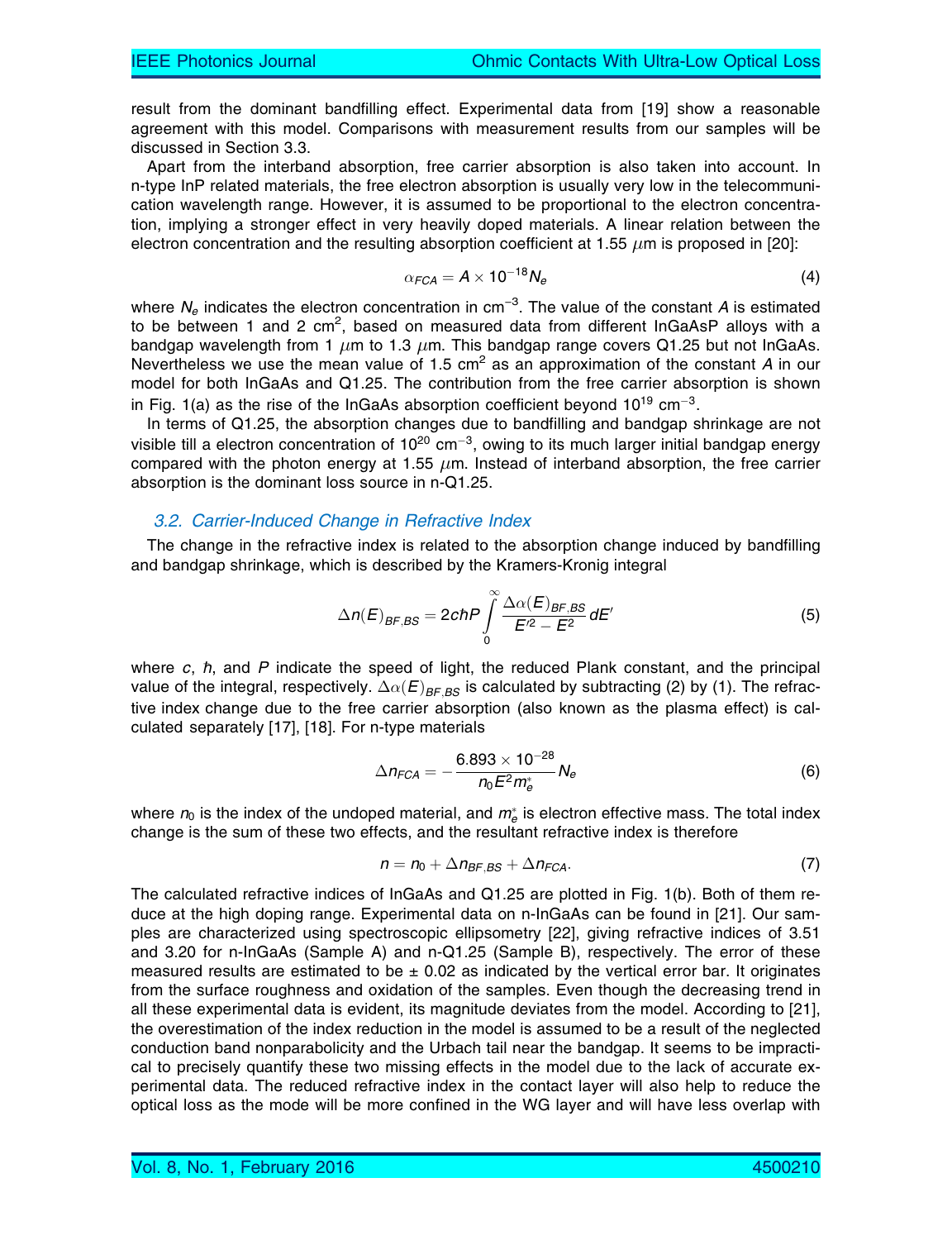result from the dominant bandfilling effect. Experimental data from [19] show a reasonable agreement with this model. Comparisons with measurement results from our samples will be discussed in Section 3.3.

Apart from the interband absorption, free carrier absorption is also taken into account. In n-type InP related materials, the free electron absorption is usually very low in the telecommunication wavelength range. However, it is assumed to be proportional to the electron concentration, implying a stronger effect in very heavily doped materials. A linear relation between the electron concentration and the resulting absorption coefficient at 1.55 $\mu$m is proposed in [20]:

$$\alpha_{FCA} = A \times 10^{-18} N_e \tag{4}$$

where $N_e$ indicates the electron concentration in cm$^{-3}$. The value of the constant $A$ is estimated to be between 1 and 2 cm$^2$, based on measured data from different InGaAsP alloys with a bandgap wavelength from 1 $\mu$m to 1.3 $\mu$m. This bandgap range covers Q1.25 but not InGaAs. Nevertheless we use the mean value of 1.5 cm$^2$ as an approximation of the constant $A$ in our model for both InGaAs and Q1.25. The contribution from the free carrier absorption is shown in Fig. 1(a) as the rise of the InGaAs absorption coefficient beyond 10$^{19}$ cm$^{-3}$.

In terms of Q1.25, the absorption changes due to bandfilling and bandgap shrinkage are not visible till a electron concentration of 10$^{20}$ cm$^{-3}$, owing to its much larger initial bandgap energy compared with the photon energy at 1.55 $\mu$m. Instead of interband absorption, the free carrier absorption is the dominant loss source in n-Q1.25.

### 3.2. Carrier-Induced Change in Refractive Index

The change in the refractive index is related to the absorption change induced by bandfilling and bandgap shrinkage, which is described by the Kramers-Kronig integral

$$\Delta n(E)_{BF,BS} = 2c\hbar P \int_0^{\infty} \frac{\Delta\alpha(E)_{BF,BS}}{E'^2 - E^2} dE' \tag{5}$$

where $c$, $\hbar$, and $P$ indicate the speed of light, the reduced Plank constant, and the principal value of the integral, respectively. $\Delta\alpha(E)_{BF,BS}$ is calculated by subtracting (2) by (1). The refractive index change due to the free carrier absorption (also known as the plasma effect) is calculated separately [17], [18]. For n-type materials

$$\Delta n_{FCA} = -\frac{6.893 \times 10^{-28}}{n_0 E^2 m_e^*} N_e \tag{6}$$

where $n_0$ is the index of the undoped material, and $m_e^*$ is electron effective mass. The total index change is the sum of these two effects, and the resultant refractive index is therefore

$$n = n_0 + \Delta n_{BF,BS} + \Delta n_{FCA}. \tag{7}$$

The calculated refractive indices of InGaAs and Q1.25 are plotted in Fig. 1(b). Both of them reduce at the high doping range. Experimental data on n-InGaAs can be found in [21]. Our samples are characterized using spectroscopic ellipsometry [22], giving refractive indices of 3.51 and 3.20 for n-InGaAs (Sample A) and n-Q1.25 (Sample B), respectively. The error of these measured results are estimated to be ± 0.02 as indicated by the vertical error bar. It originates from the surface roughness and oxidation of the samples. Even though the decreasing trend in all these experimental data is evident, its magnitude deviates from the model. According to [21], the overestimation of the index reduction in the model is assumed to be a result of the neglected conduction band nonparabolicity and the Urbach tail near the bandgap. It seems to be impractical to precisely quantify these two missing effects in the model due to the lack of accurate experimental data. The reduced refractive index in the contact layer will also help to reduce the optical loss as the mode will be more confined in the WG layer and will have less overlap with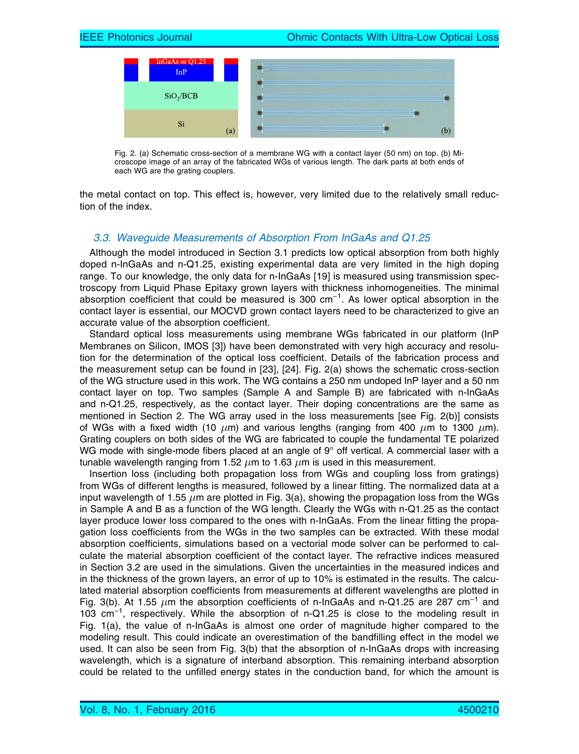InGaAs or Q1.25

InP

$SiO_2$/BCB

Si

(a)

(b)

Fig. 2. (a) Schematic cross-section of a membrane WG with a contact layer (50 nm) on top. (b) Microscope image of an array of the fabricated WGs of various length. The dark parts at both ends of each WG are the grating couplers.

the metal contact on top. This effect is, however, very limited due to the relatively small reduction of the index.

### *3.3. Waveguide Measurements of Absorption From InGaAs and Q1.25*

Although the model introduced in Section 3.1 predicts low optical absorption from both highly doped n-InGaAs and n-Q1.25, existing experimental data are very limited in the high doping range. To our knowledge, the only data for n-InGaAs [19] is measured using transmission spectroscopy from Liquid Phase Epitaxy grown layers with thickness inhomogeneities. The minimal absorption coefficient that could be measured is 300 $cm^{-1}$. As lower optical absorption in the contact layer is essential, our MOCVD grown contact layers need to be characterized to give an accurate value of the absorption coefficient.

Standard optical loss measurements using membrane WGs fabricated in our platform (InP Membranes on Silicon, IMOS [3]) have been demonstrated with very high accuracy and resolution for the determination of the optical loss coefficient. Details of the fabrication process and the measurement setup can be found in [23], [24]. Fig. 2(a) shows the schematic cross-section of the WG structure used in this work. The WG contains a 250 nm undoped InP layer and a 50 nm contact layer on top. Two samples (Sample A and Sample B) are fabricated with n-InGaAs and n-Q1.25, respectively, as the contact layer. Their doping concentrations are the same as mentioned in Section 2. The WG array used in the loss measurements [see Fig. 2(b)] consists of WGs with a fixed width (10 $\mu$m) and various lengths (ranging from 400 $\mu$m to 1300 $\mu$m). Grating couplers on both sides of the WG are fabricated to couple the fundamental TE polarized WG mode with single-mode fibers placed at an angle of 9° off vertical. A commercial laser with a tunable wavelength ranging from 1.52 $\mu$m to 1.63 $\mu$m is used in this measurement.

Insertion loss (including both propagation loss from WGs and coupling loss from gratings) from WGs of different lengths is measured, followed by a linear fitting. The normalized data at a input wavelength of 1.55 $\mu$m are plotted in Fig. 3(a), showing the propagation loss from the WGs in Sample A and B as a function of the WG length. Clearly the WGs with n-Q1.25 as the contact layer produce lower loss compared to the ones with n-InGaAs. From the linear fitting the propagation loss coefficients from the WGs in the two samples can be extracted. With these modal absorption coefficients, simulations based on a vectorial mode solver can be performed to calculate the material absorption coefficient of the contact layer. The refractive indices measured in Section 3.2 are used in the simulations. Given the uncertainties in the measured indices and in the thickness of the grown layers, an error of up to 10% is estimated in the results. The calculated material absorption coefficients from measurements at different wavelengths are plotted in Fig. 3(b). At 1.55 $\mu$m the absorption coefficients of n-InGaAs and n-Q1.25 are 287 $cm^{-1}$ and 103 $cm^{-1}$, respectively. While the absorption of n-Q1.25 is close to the modeling result in Fig. 1(a), the value of n-InGaAs is almost one order of magnitude higher compared to the modeling result. This could indicate an overestimation of the bandfilling effect in the model we used. It can also be seen from Fig. 3(b) that the absorption of n-InGaAs drops with increasing wavelength, which is a signature of interband absorption. This remaining interband absorption could be related to the unfilled energy states in the conduction band, for which the amount is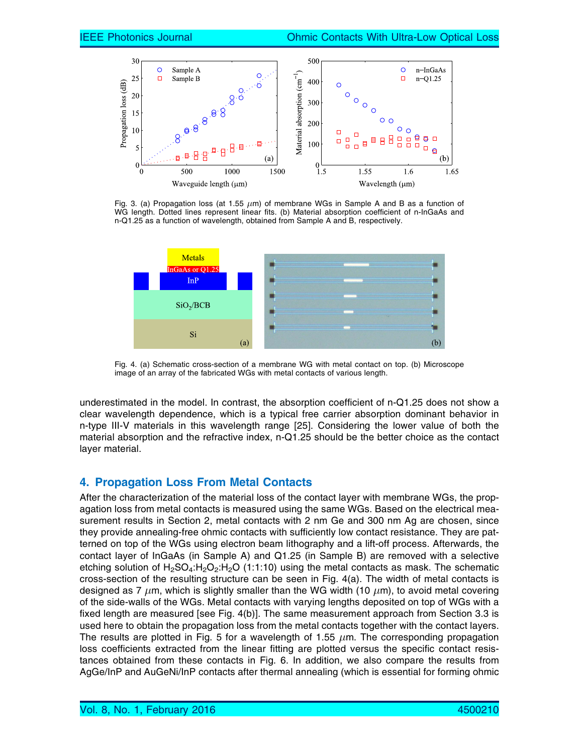30
25
20
15
10
5
0
Propagation loss (dB)
0 500 1000 1500
Waveguide length (μm)
Sample A
Sample B
(a)

500
400
300
200
100
0
Material absorption (cm$^{-1}$)
1.5 1.55 1.6 1.65
Wavelength (μm)
n−InGaAs
n−Q1.25
(b)

Fig. 3. (a) Propagation loss (at 1.55 $\mu$m) of membrane WGs in Sample A and B as a function of WG length. Dotted lines represent linear fits. (b) Material absorption coefficient of n-InGaAs and n-Q1.25 as a function of wavelength, obtained from Sample A and B, respectively.

Metals
InGaAs or Q1.25
InP
$SiO_2$/BCB
Si
(a)
(b)

Fig. 4. (a) Schematic cross-section of a membrane WG with metal contact on top. (b) Microscope image of an array of the fabricated WGs with metal contacts of various length.

underestimated in the model. In contrast, the absorption coefficient of n-Q1.25 does not show a clear wavelength dependence, which is a typical free carrier absorption dominant behavior in n-type III-V materials in this wavelength range [25]. Considering the lower value of both the material absorption and the refractive index, n-Q1.25 should be the better choice as the contact layer material.

## 4. Propagation Loss From Metal Contacts

After the characterization of the material loss of the contact layer with membrane WGs, the propagation loss from metal contacts is measured using the same WGs. Based on the electrical measurement results in Section 2, metal contacts with 2 nm Ge and 300 nm Ag are chosen, since they provide annealing-free ohmic contacts with sufficiently low contact resistance. They are patterned on top of the WGs using electron beam lithography and a lift-off process. Afterwards, the contact layer of InGaAs (in Sample A) and Q1.25 (in Sample B) are removed with a selective etching solution of $H_2SO_4$:$H_2O_2$:$H_2O$ (1:1:10) using the metal contacts as mask. The schematic cross-section of the resulting structure can be seen in Fig. 4(a). The width of metal contacts is designed as 7 $\mu$m, which is slightly smaller than the WG width (10 $\mu$m), to avoid metal covering of the side-walls of the WGs. Metal contacts with varying lengths deposited on top of WGs with a fixed length are measured [see Fig. 4(b)]. The same measurement approach from Section 3.3 is used here to obtain the propagation loss from the metal contacts together with the contact layers. The results are plotted in Fig. 5 for a wavelength of 1.55 $\mu$m. The corresponding propagation loss coefficients extracted from the linear fitting are plotted versus the specific contact resistances obtained from these contacts in Fig. 6. In addition, we also compare the results from AgGe/InP and AuGeNi/InP contacts after thermal annealing (which is essential for forming ohmic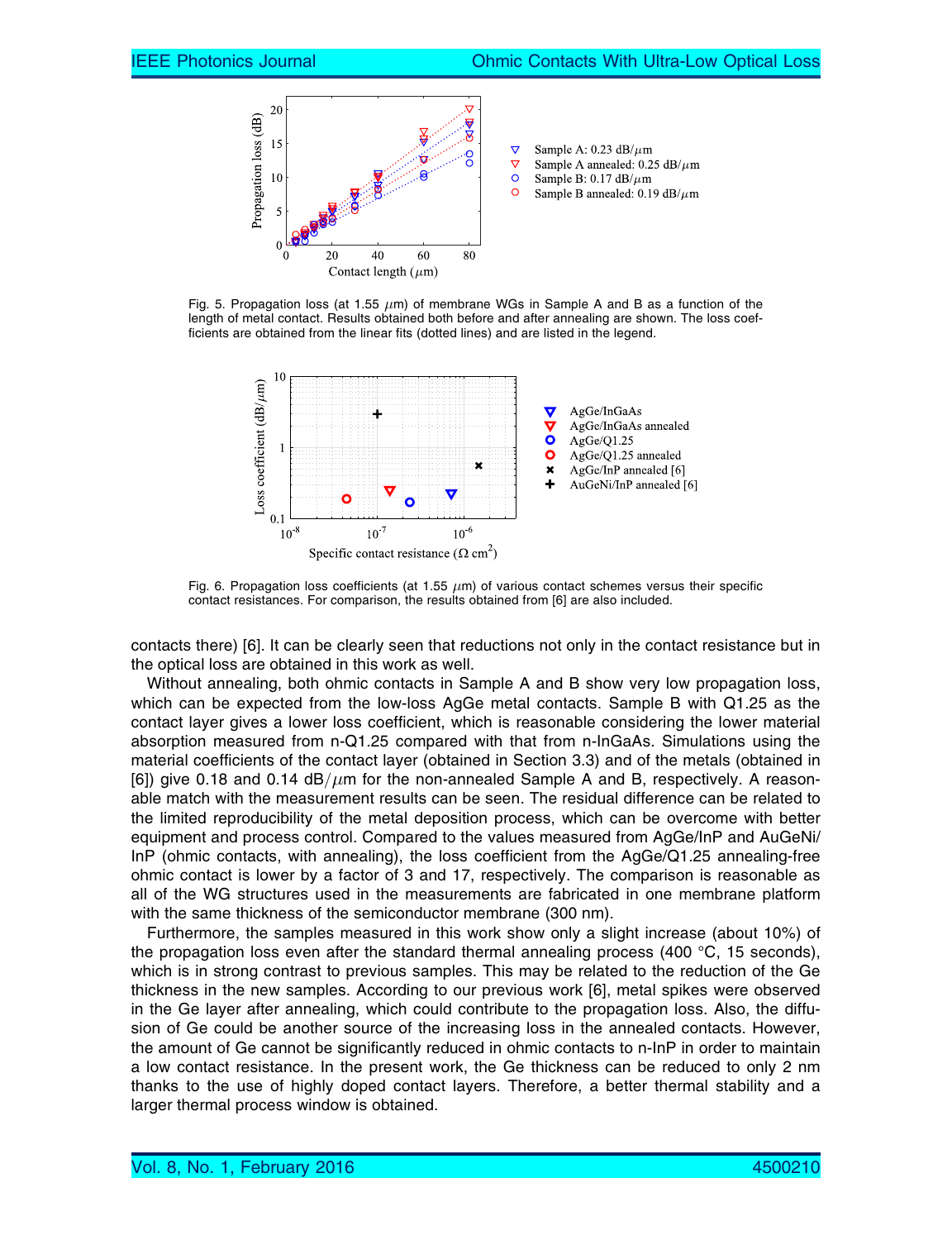Propagation loss (dB)

20

15

10

5

0

0 20 40 60 80

Contact length ($\mu$m)

Sample A: 0.23 dB/$\mu$m

Sample A annealed: 0.25 dB/$\mu$m

Sample B: 0.17 dB/$\mu$m

Sample B annealed: 0.19 dB/$\mu$m

Fig. 5. Propagation loss (at 1.55 $\mu$m) of membrane WGs in Sample A and B as a function of the length of metal contact. Results obtained both before and after annealing are shown. The loss coefficients are obtained from the linear fits (dotted lines) and are listed in the legend.

Loss coefficient (dB/$\mu$m)

10

1

0.1

$10^{-8}$ $10^{-7}$ $10^{-6}$

Specific contact resistance ($\Omega$ cm$^2$)

AgGe/InGaAs

AgGe/InGaAs annealed

AgGe/Q1.25

AgGe/Q1.25 annealed

AgGe/InP annealed [6]

AuGeNi/InP annealed [6]

Fig. 6. Propagation loss coefficients (at 1.55 $\mu$m) of various contact schemes versus their specific contact resistances. For comparison, the results obtained from [6] are also included.

contacts there) [6]. It can be clearly seen that reductions not only in the contact resistance but in the optical loss are obtained in this work as well.

Without annealing, both ohmic contacts in Sample A and B show very low propagation loss, which can be expected from the low-loss AgGe metal contacts. Sample B with Q1.25 as the contact layer gives a lower loss coefficient, which is reasonable considering the lower material absorption measured from n-Q1.25 compared with that from n-InGaAs. Simulations using the material coefficients of the contact layer (obtained in Section 3.3) and of the metals (obtained in [6]) give 0.18 and 0.14 dB/$\mu$m for the non-annealed Sample A and B, respectively. A reasonable match with the measurement results can be seen. The residual difference can be related to the limited reproducibility of the metal deposition process, which can be overcome with better equipment and process control. Compared to the values measured from AgGe/InP and AuGeNi/InP (ohmic contacts, with annealing), the loss coefficient from the AgGe/Q1.25 annealing-free ohmic contact is lower by a factor of 3 and 17, respectively. The comparison is reasonable as all of the WG structures used in the measurements are fabricated in one membrane platform with the same thickness of the semiconductor membrane (300 nm).

Furthermore, the samples measured in this work show only a slight increase (about 10%) of the propagation loss even after the standard thermal annealing process (400 °C, 15 seconds), which is in strong contrast to previous samples. This may be related to the reduction of the Ge thickness in the new samples. According to our previous work [6], metal spikes were observed in the Ge layer after annealing, which could contribute to the propagation loss. Also, the diffusion of Ge could be another source of the increasing loss in the annealed contacts. However, the amount of Ge cannot be significantly reduced in ohmic contacts to n-InP in order to maintain a low contact resistance. In the present work, the Ge thickness can be reduced to only 2 nm thanks to the use of highly doped contact layers. Therefore, a better thermal stability and a larger thermal process window is obtained.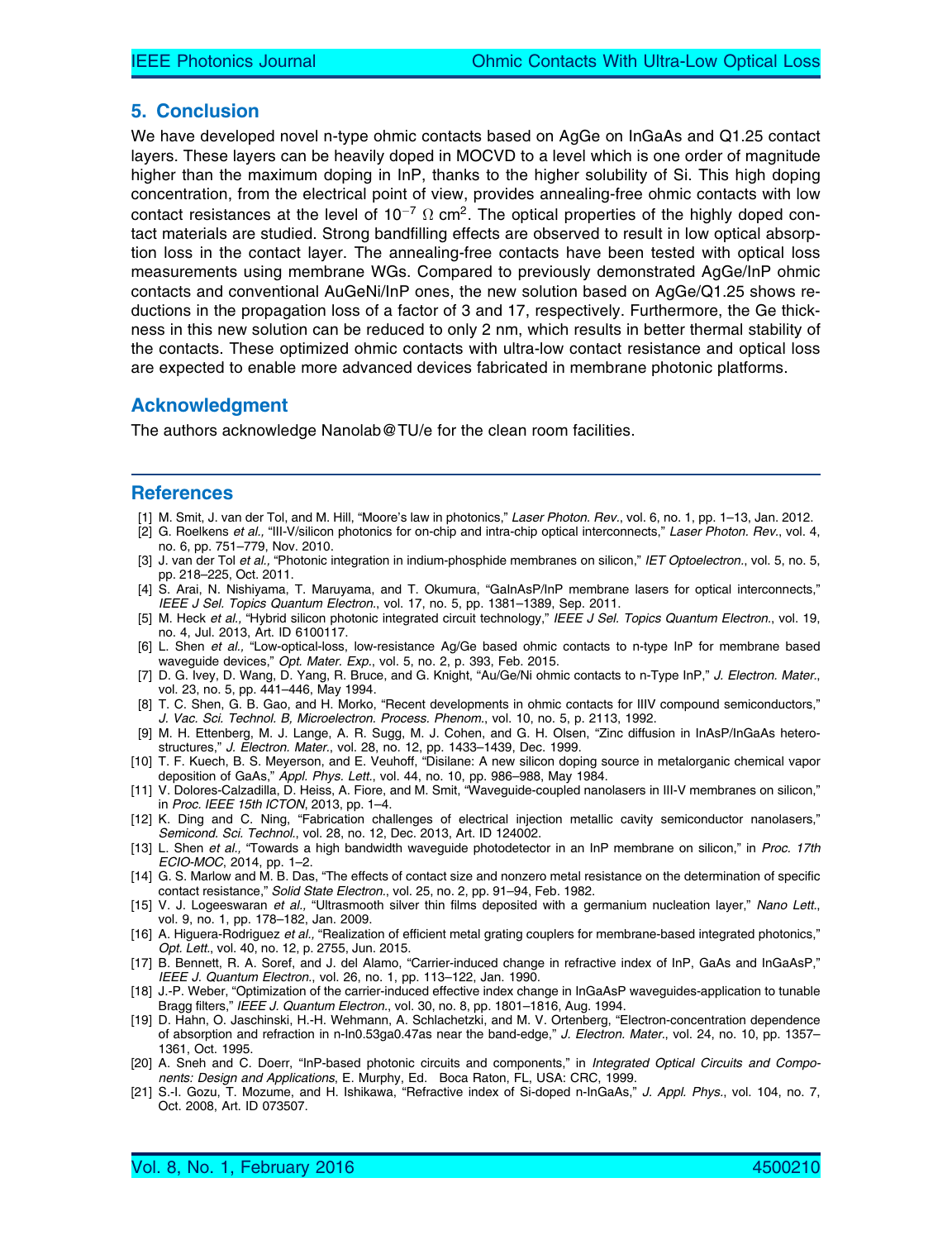## 5. Conclusion

We have developed novel n-type ohmic contacts based on AgGe on InGaAs and Q1.25 contact layers. These layers can be heavily doped in MOCVD to a level which is one order of magnitude higher than the maximum doping in InP, thanks to the higher solubility of Si. This high doping concentration, from the electrical point of view, provides annealing-free ohmic contacts with low contact resistances at the level of $10^{-7}$ $\Omega$ cm$^2$. The optical properties of the highly doped contact materials are studied. Strong bandfilling effects are observed to result in low optical absorption loss in the contact layer. The annealing-free contacts have been tested with optical loss measurements using membrane WGs. Compared to previously demonstrated AgGe/InP ohmic contacts and conventional AuGeNi/InP ones, the new solution based on AgGe/Q1.25 shows reductions in the propagation loss of a factor of 3 and 17, respectively. Furthermore, the Ge thickness in this new solution can be reduced to only 2 nm, which results in better thermal stability of the contacts. These optimized ohmic contacts with ultra-low contact resistance and optical loss are expected to enable more advanced devices fabricated in membrane photonic platforms.

## Acknowledgment

The authors acknowledge Nanolab@TU/e for the clean room facilities.

## References

[1] M. Smit, J. van der Tol, and M. Hill, "Moore's law in photonics," *Laser Photon. Rev.*, vol. 6, no. 1, pp. 1–13, Jan. 2012.

[2] G. Roelkens *et al.,* "III-V/silicon photonics for on-chip and intra-chip optical interconnects," *Laser Photon. Rev.*, vol. 4, no. 6, pp. 751–779, Nov. 2010.

[3] J. van der Tol *et al.,* "Photonic integration in indium-phosphide membranes on silicon," *IET Optoelectron.*, vol. 5, no. 5, pp. 218–225, Oct. 2011.

[4] S. Arai, N. Nishiyama, T. Maruyama, and T. Okumura, "GaInAsP/InP membrane lasers for optical interconnects," *IEEE J Sel. Topics Quantum Electron.*, vol. 17, no. 5, pp. 1381–1389, Sep. 2011.

[5] M. Heck *et al.,* "Hybrid silicon photonic integrated circuit technology," *IEEE J Sel. Topics Quantum Electron.*, vol. 19, no. 4, Jul. 2013, Art. ID 6100117.

[6] L. Shen *et al.,* "Low-optical-loss, low-resistance Ag/Ge based ohmic contacts to n-type InP for membrane based waveguide devices," *Opt. Mater. Exp.*, vol. 5, no. 2, p. 393, Feb. 2015.

[7] D. G. Ivey, D. Wang, D. Yang, R. Bruce, and G. Knight, "Au/Ge/Ni ohmic contacts to n-Type InP," *J. Electron. Mater.*, vol. 23, no. 5, pp. 441–446, May 1994.

[8] T. C. Shen, G. B. Gao, and H. Morko, "Recent developments in ohmic contacts for IIIV compound semiconductors," *J. Vac. Sci. Technol. B, Microelectron. Process. Phenom.*, vol. 10, no. 5, p. 2113, 1992.

[9] M. H. Ettenberg, M. J. Lange, A. R. Sugg, M. J. Cohen, and G. H. Olsen, "Zinc diffusion in InAsP/InGaAs heterostructures," *J. Electron. Mater.*, vol. 28, no. 12, pp. 1433–1439, Dec. 1999.

[10] T. F. Kuech, B. S. Meyerson, and E. Veuhoff, "Disilane: A new silicon doping source in metalorganic chemical vapor deposition of GaAs," *Appl. Phys. Lett.*, vol. 44, no. 10, pp. 986–988, May 1984.

[11] V. Dolores-Calzadilla, D. Heiss, A. Fiore, and M. Smit, "Waveguide-coupled nanolasers in III-V membranes on silicon," in *Proc. IEEE 15th ICTON*, 2013, pp. 1–4.

[12] K. Ding and C. Ning, "Fabrication challenges of electrical injection metallic cavity semiconductor nanolasers," *Semicond. Sci. Technol.*, vol. 28, no. 12, Dec. 2013, Art. ID 124002.

[13] L. Shen *et al.,* "Towards a high bandwidth waveguide photodetector in an InP membrane on silicon," in *Proc. 17th ECIO-MOC*, 2014, pp. 1–2.

[14] G. S. Marlow and M. B. Das, "The effects of contact size and nonzero metal resistance on the determination of specific contact resistance," *Solid State Electron.*, vol. 25, no. 2, pp. 91–94, Feb. 1982.

[15] V. J. Logeeswaran *et al.,* "Ultrasmooth silver thin films deposited with a germanium nucleation layer," *Nano Lett.*, vol. 9, no. 1, pp. 178–182, Jan. 2009.

[16] A. Higuera-Rodriguez *et al.,* "Realization of efficient metal grating couplers for membrane-based integrated photonics," *Opt. Lett.*, vol. 40, no. 12, p. 2755, Jun. 2015.

[17] B. Bennett, R. A. Soref, and J. del Alamo, "Carrier-induced change in refractive index of InP, GaAs and InGaAsP," *IEEE J. Quantum Electron.*, vol. 26, no. 1, pp. 113–122, Jan. 1990.

[18] J.-P. Weber, "Optimization of the carrier-induced effective index change in InGaAsP waveguides-application to tunable Bragg filters," *IEEE J. Quantum Electron.*, vol. 30, no. 8, pp. 1801–1816, Aug. 1994.

[19] D. Hahn, O. Jaschinski, H.-H. Wehmann, A. Schlachetzki, and M. V. Ortenberg, "Electron-concentration dependence of absorption and refraction in n-In0.53ga0.47as near the band-edge," *J. Electron. Mater.*, vol. 24, no. 10, pp. 1357–1361, Oct. 1995.

[20] A. Sneh and C. Doerr, "InP-based photonic circuits and components," in *Integrated Optical Circuits and Components: Design and Applications*, E. Murphy, Ed. Boca Raton, FL, USA: CRC, 1999.

[21] S.-I. Gozu, T. Mozume, and H. Ishikawa, "Refractive index of Si-doped n-InGaAs," *J. Appl. Phys.*, vol. 104, no. 7, Oct. 2008, Art. ID 073507.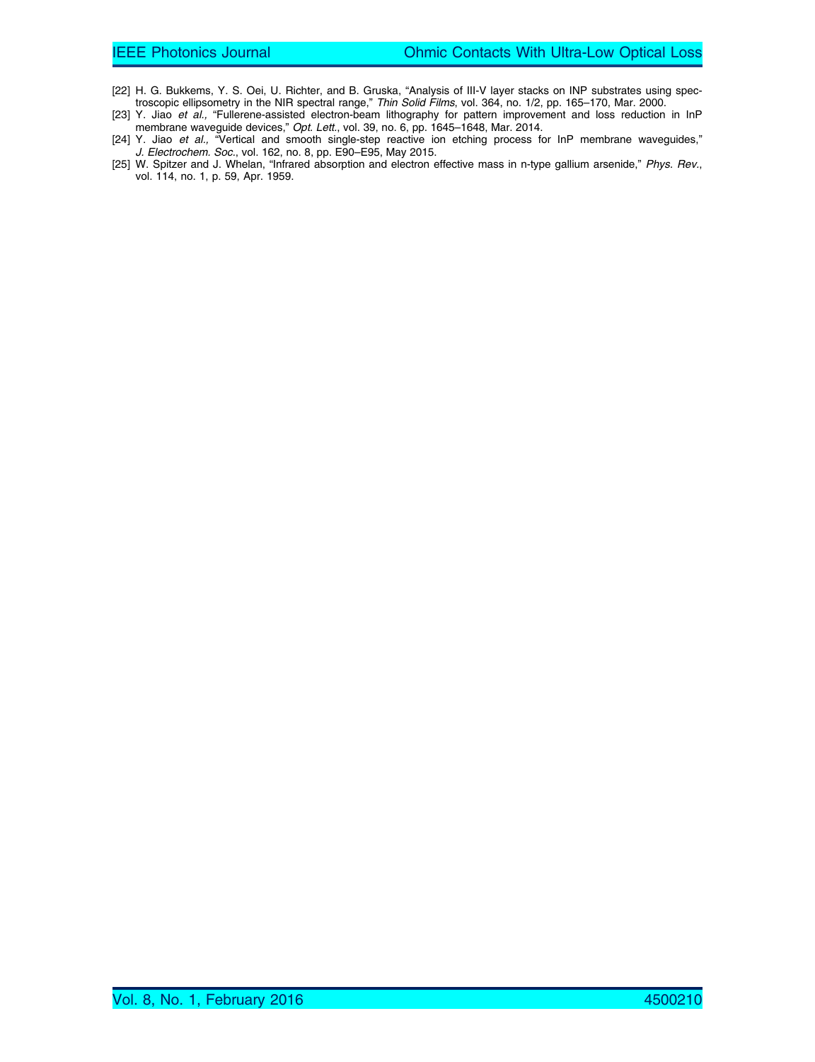[22] H. G. Bukkems, Y. S. Oei, U. Richter, and B. Gruska, "Analysis of III-V layer stacks on INP substrates using spectroscopic ellipsometry in the NIR spectral range," *Thin Solid Films*, vol. 364, no. 1/2, pp. 165–170, Mar. 2000.

[23] Y. Jiao *et al.,* "Fullerene-assisted electron-beam lithography for pattern improvement and loss reduction in InP membrane waveguide devices," *Opt. Lett.*, vol. 39, no. 6, pp. 1645–1648, Mar. 2014.

[24] Y. Jiao *et al.,* "Vertical and smooth single-step reactive ion etching process for InP membrane waveguides," *J. Electrochem. Soc.*, vol. 162, no. 8, pp. E90–E95, May 2015.

[25] W. Spitzer and J. Whelan, "Infrared absorption and electron effective mass in n-type gallium arsenide," *Phys. Rev.*, vol. 114, no. 1, p. 59, Apr. 1959.